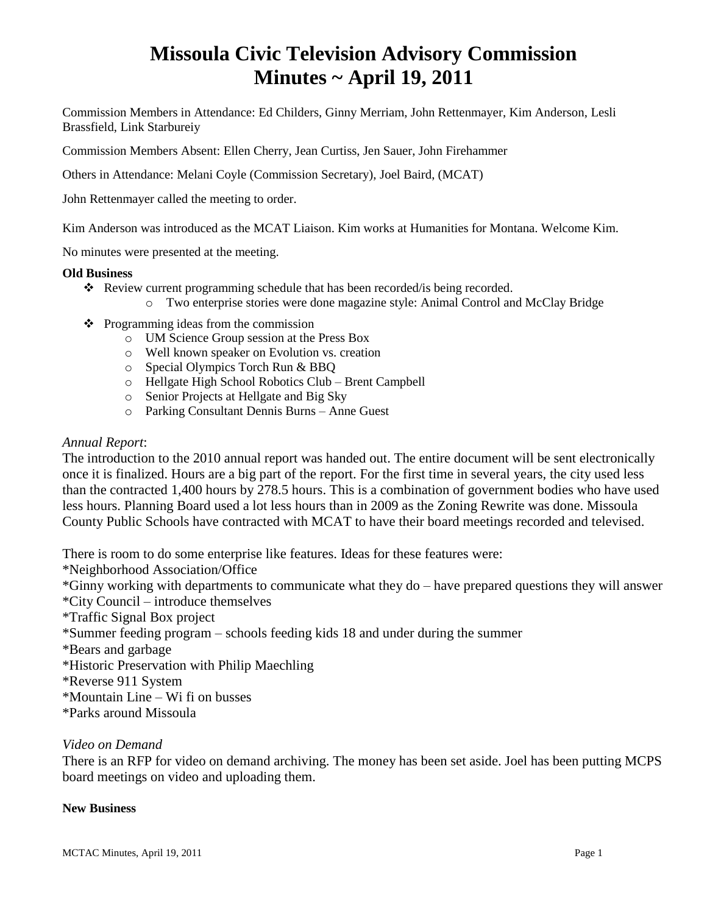# Missoula Civic Television Advisory Commission
# Minutes ~ April 19, 2011

Commission Members in Attendance: Ed Childers, Ginny Merriam, John Rettenmayer, Kim Anderson, Lesli Brassfield, Link Starbureiy

Commission Members Absent: Ellen Cherry, Jean Curtiss, Jen Sauer, John Firehammer

Others in Attendance: Melani Coyle (Commission Secretary), Joel Baird, (MCAT)

John Rettenmayer called the meeting to order.

Kim Anderson was introduced as the MCAT Liaison. Kim works at Humanities for Montana. Welcome Kim.

No minutes were presented at the meeting.

**Old Business**

- Review current programming schedule that has been recorded/is being recorded.
  - Two enterprise stories were done magazine style: Animal Control and McClay Bridge
- Programming ideas from the commission
  - UM Science Group session at the Press Box
  - Well known speaker on Evolution vs. creation
  - Special Olympics Torch Run & BBQ
  - Hellgate High School Robotics Club – Brent Campbell
  - Senior Projects at Hellgate and Big Sky
  - Parking Consultant Dennis Burns – Anne Guest

*Annual Report*:

The introduction to the 2010 annual report was handed out. The entire document will be sent electronically once it is finalized. Hours are a big part of the report. For the first time in several years, the city used less than the contracted 1,400 hours by 278.5 hours. This is a combination of government bodies who have used less hours. Planning Board used a lot less hours than in 2009 as the Zoning Rewrite was done. Missoula County Public Schools have contracted with MCAT to have their board meetings recorded and televised.

There is room to do some enterprise like features. Ideas for these features were:

*Neighborhood Association/Office
*Ginny working with departments to communicate what they do – have prepared questions they will answer
*City Council – introduce themselves
*Traffic Signal Box project
*Summer feeding program – schools feeding kids 18 and under during the summer
*Bears and garbage
*Historic Preservation with Philip Maechling
*Reverse 911 System
*Mountain Line – Wi fi on busses
*Parks around Missoula

*Video on Demand*

There is an RFP for video on demand archiving. The money has been set aside. Joel has been putting MCPS board meetings on video and uploading them.

**New Business**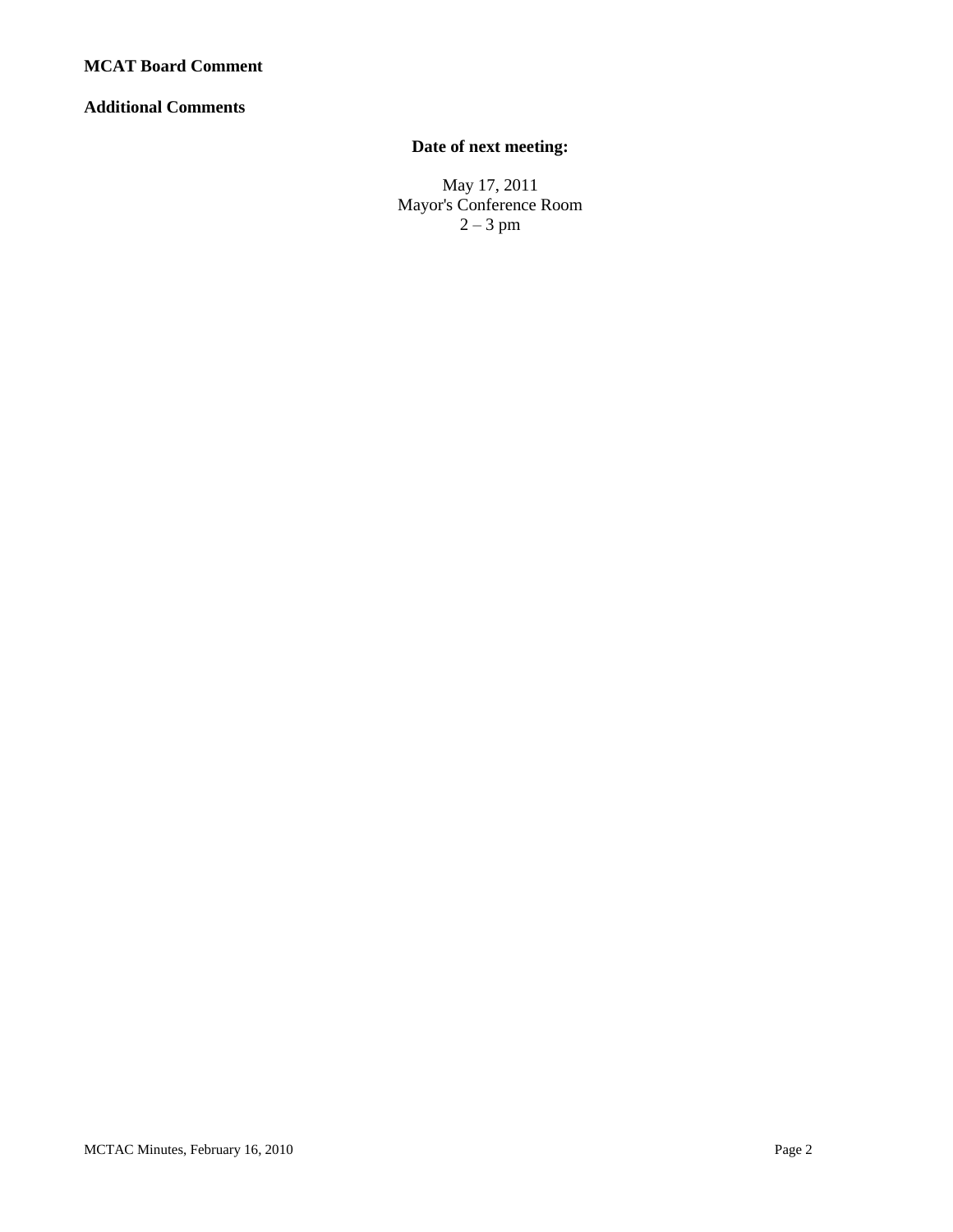**MCAT Board Comment**

**Additional Comments**

**Date of next meeting:**

May 17, 2011
Mayor's Conference Room
2 – 3 pm